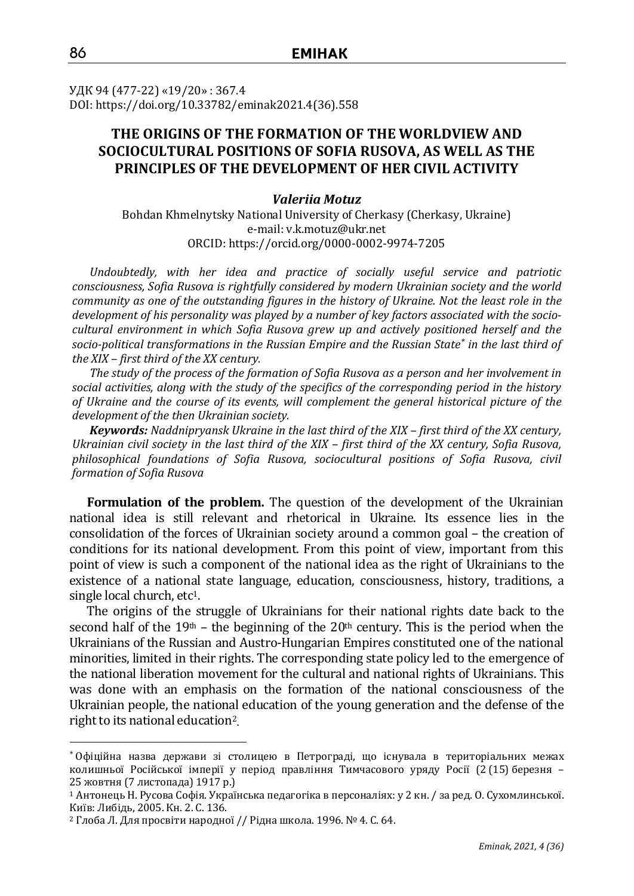УДК 94 (477-22) «19/20» : 367.4
DOI: https://doi.org/10.33782/eminak2021.4(36).558

# THE ORIGINS OF THE FORMATION OF THE WORLDVIEW AND SOCIOCULTURAL POSITIONS OF SOFIA RUSOVA, AS WELL AS THE PRINCIPLES OF THE DEVELOPMENT OF HER CIVIL ACTIVITY

***Valeriia Motuz***

Bohdan Khmelnytsky National University of Cherkasy (Cherkasy, Ukraine)
e-mail: v.k.motuz@ukr.net
ORCID: https://orcid.org/0000-0002-9974-7205

*Undoubtedly, with her idea and practice of socially useful service and patriotic consciousness, Sofia Rusova is rightfully considered by modern Ukrainian society and the world community as one of the outstanding figures in the history of Ukraine. Not the least role in the development of his personality was played by a number of key factors associated with the socio-cultural environment in which Sofia Rusova grew up and actively positioned herself and the socio-political transformations in the Russian Empire and the Russian State\* in the last third of the XIX – first third of the XX century.*

*The study of the process of the formation of Sofia Rusova as a person and her involvement in social activities, along with the study of the specifics of the corresponding period in the history of Ukraine and the course of its events, will complement the general historical picture of the development of the then Ukrainian society.*

***Keywords:*** *Naddnipryansk Ukraine in the last third of the XIX – first third of the XX century, Ukrainian civil society in the last third of the XIX – first third of the XX century, Sofia Rusova, philosophical foundations of Sofia Rusova, sociocultural positions of Sofia Rusova, civil formation of Sofia Rusova*

**Formulation of the problem.** The question of the development of the Ukrainian national idea is still relevant and rhetorical in Ukraine. Its essence lies in the consolidation of the forces of Ukrainian society around a common goal – the creation of conditions for its national development. From this point of view, important from this point of view is such a component of the national idea as the right of Ukrainians to the existence of a national state language, education, consciousness, history, traditions, a single local church, etc[1].

The origins of the struggle of Ukrainians for their national rights date back to the second half of the 19th – the beginning of the 20th century. This is the period when the Ukrainians of the Russian and Austro-Hungarian Empires constituted one of the national minorities, limited in their rights. The corresponding state policy led to the emergence of the national liberation movement for the cultural and national rights of Ukrainians. This was done with an emphasis on the formation of the national consciousness of the Ukrainian people, the national education of the young generation and the defense of the right to its national education[2].

---

\* Офіційна назва держави зі столицею в Петрограді, що існувала в територіальних межах колишньої Російської імперії у період правління Тимчасового уряду Росії (2 (15) березня – 25 жовтня (7 листопада) 1917 р.)

[1] Антонець Н. Русова Софія. Українська педагогіка в персоналіях: у 2 кн. / за ред. О. Сухомлинської. Київ: Либідь, 2005. Кн. 2. С. 136.

[2] Глоба Л. Для просвіти народної // Рідна школа. 1996. № 4. С. 64.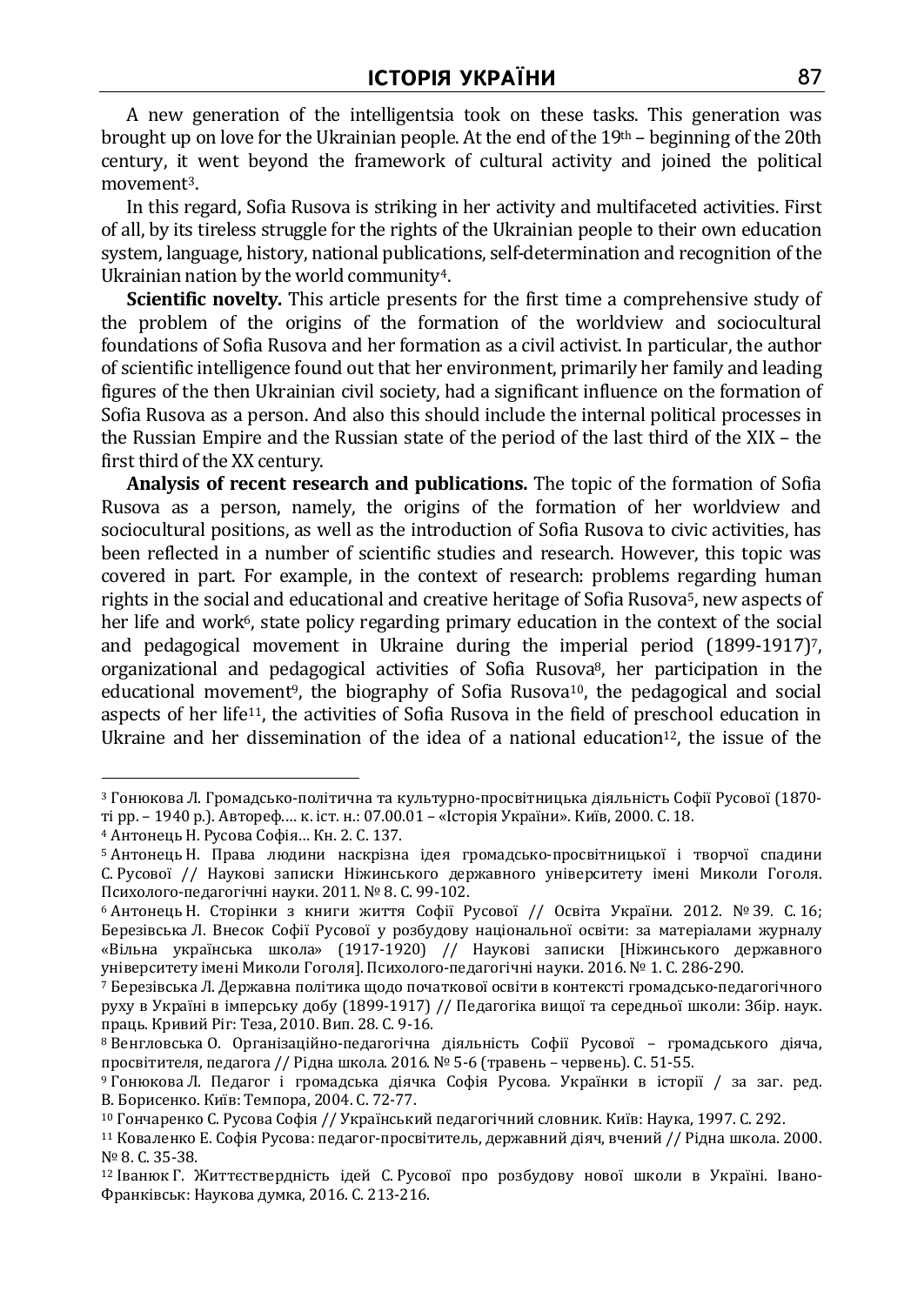A new generation of the intelligentsia took on these tasks. This generation was brought up on love for the Ukrainian people. At the end of the 19th – beginning of the 20th century, it went beyond the framework of cultural activity and joined the political movement[3].

In this regard, Sofia Rusova is striking in her activity and multifaceted activities. First of all, by its tireless struggle for the rights of the Ukrainian people to their own education system, language, history, national publications, self-determination and recognition of the Ukrainian nation by the world community[4].

**Scientific novelty.** This article presents for the first time a comprehensive study of the problem of the origins of the formation of the worldview and sociocultural foundations of Sofia Rusova and her formation as a civil activist. In particular, the author of scientific intelligence found out that her environment, primarily her family and leading figures of the then Ukrainian civil society, had a significant influence on the formation of Sofia Rusova as a person. And also this should include the internal political processes in the Russian Empire and the Russian state of the period of the last third of the XIX – the first third of the XX century.

**Analysis of recent research and publications.** The topic of the formation of Sofia Rusova as a person, namely, the origins of the formation of her worldview and sociocultural positions, as well as the introduction of Sofia Rusova to civic activities, has been reflected in a number of scientific studies and research. However, this topic was covered in part. For example, in the context of research: problems regarding human rights in the social and educational and creative heritage of Sofia Rusova[5], new aspects of her life and work[6], state policy regarding primary education in the context of the social and pedagogical movement in Ukraine during the imperial period (1899-1917)[7], organizational and pedagogical activities of Sofia Rusova[8], her participation in the educational movement[9], the biography of Sofia Rusova[10], the pedagogical and social aspects of her life[11], the activities of Sofia Rusova in the field of preschool education in Ukraine and her dissemination of the idea of a national education[12], the issue of the

---

[3] Гонюкова Л. Громадсько-політична та культурно-просвітницька діяльність Софії Русової (1870-ті рр. – 1940 р.). Автореф.… к. іст. н.: 07.00.01 – «Історія України». Київ, 2000. С. 18.

[4] Антонець Н. Русова Софія… Кн. 2. С. 137.

[5] Антонець Н. Права людини наскрізна ідея громадсько-просвітницької і творчої спадини С. Русової // Наукові записки Ніжинського державного університету імені Миколи Гоголя. Психолого-педагогічні науки. 2011. № 8. С. 99-102.

[6] Антонець Н. Сторінки з книги життя Софії Русової // Освіта України. 2012. № 39. С. 16; Березівська Л. Внесок Софії Русової у розбудову національної освіти: за матеріалами журналу «Вільна українська школа» (1917-1920) // Наукові записки [Ніжинського державного університету імені Миколи Гоголя]. Психолого-педагогічні науки. 2016. № 1. С. 286-290.

[7] Березівська Л. Державна політика щодо початкової освіти в контексті громадсько-педагогічного руху в Україні в імперську добу (1899-1917) // Педагогіка вищої та середньої школи: Збір. наук. праць. Кривий Ріг: Теза, 2010. Вип. 28. С. 9-16.

[8] Венгловська О. Організаційно-педагогічна діяльність Софії Русової – громадського діяча, просвітителя, педагога // Рідна школа. 2016. № 5-6 (травень – червень). С. 51-55.

[9] Гонюкова Л. Педагог і громадська діячка Софія Русова. Українки в історії / за заг. ред. В. Борисенко. Київ: Темпора, 2004. С. 72-77.

[10] Гончаренко С. Русова Софія // Український педагогічний словник. Київ: Наука, 1997. С. 292.

[11] Коваленко Е. Софія Русова: педагог-просвітитель, державний діяч, вчений // Рідна школа. 2000. № 8. С. 35-38.

[12] Іванюк Г. Життєствердність ідей С. Русової про розбудову нової школи в Україні. Івано-Франківськ: Наукова думка, 2016. С. 213-216.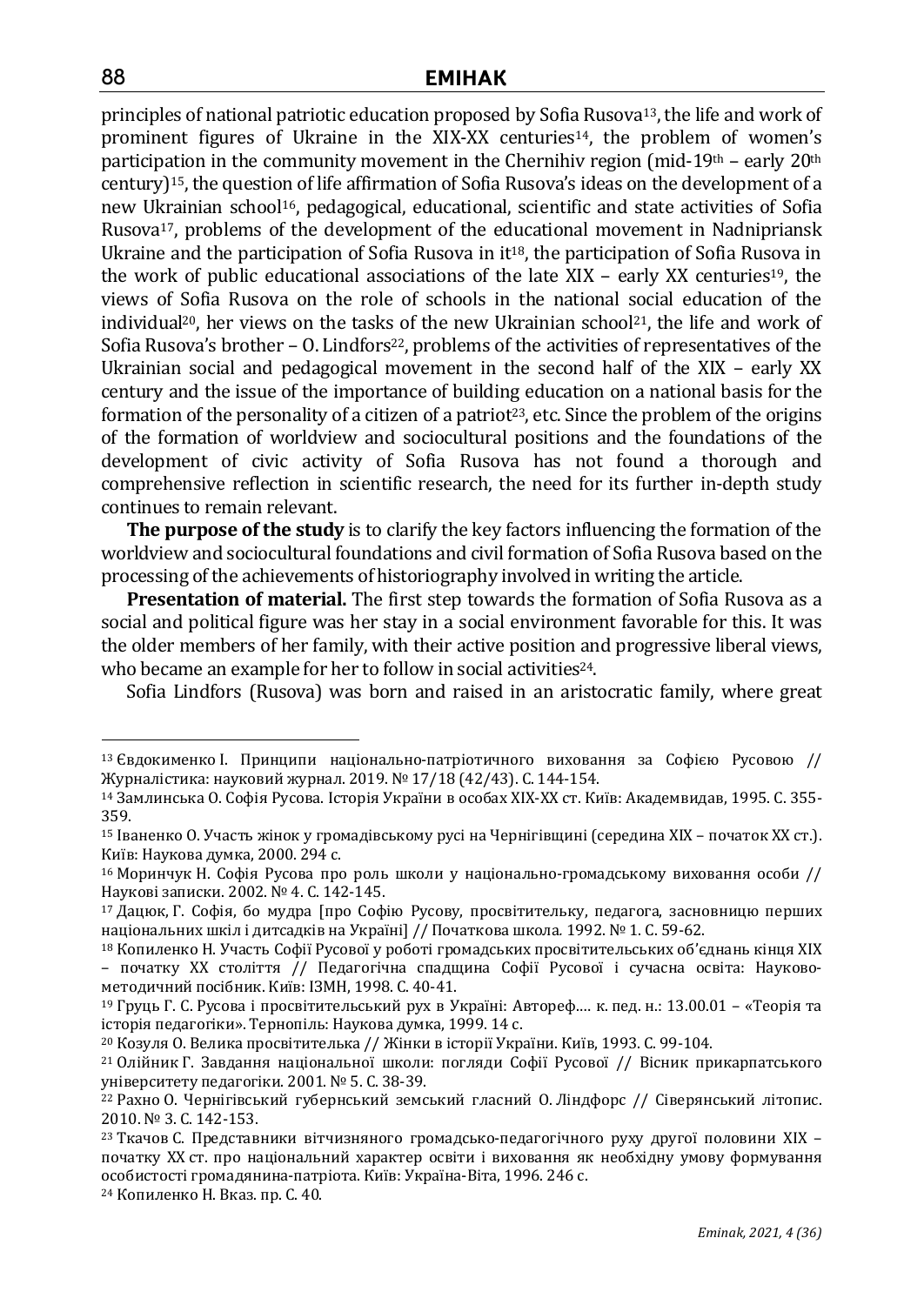principles of national patriotic education proposed by Sofia Rusova[13], the life and work of prominent figures of Ukraine in the XIX-XX centuries[14], the problem of women's participation in the community movement in the Chernihiv region (mid-19th – early 20th century)[15], the question of life affirmation of Sofia Rusova's ideas on the development of a new Ukrainian school[16], pedagogical, educational, scientific and state activities of Sofia Rusova[17], problems of the development of the educational movement in Nadnipriansk Ukraine and the participation of Sofia Rusova in it[18], the participation of Sofia Rusova in the work of public educational associations of the late XIX – early XX centuries[19], the views of Sofia Rusova on the role of schools in the national social education of the individual[20], her views on the tasks of the new Ukrainian school[21], the life and work of Sofia Rusova's brother – O. Lindfors[22], problems of the activities of representatives of the Ukrainian social and pedagogical movement in the second half of the XIX – early XX century and the issue of the importance of building education on a national basis for the formation of the personality of a citizen of a patriot[23], etc. Since the problem of the origins of the formation of worldview and sociocultural positions and the foundations of the development of civic activity of Sofia Rusova has not found a thorough and comprehensive reflection in scientific research, the need for its further in-depth study continues to remain relevant.

**The purpose of the study** is to clarify the key factors influencing the formation of the worldview and sociocultural foundations and civil formation of Sofia Rusova based on the processing of the achievements of historiography involved in writing the article.

**Presentation of material.** The first step towards the formation of Sofia Rusova as a social and political figure was her stay in a social environment favorable for this. It was the older members of her family, with their active position and progressive liberal views, who became an example for her to follow in social activities[24].

Sofia Lindfors (Rusova) was born and raised in an aristocratic family, where great

---

[13] Євдокименко І. Принципи національно-патріотичного виховання за Софією Русовою // Журналістика: науковий журнал. 2019. № 17/18 (42/43). С. 144-154.

[14] Замлинська О. Софія Русова. Історія України в особах XIX-XX ст. Київ: Академвидав, 1995. С. 355-359.

[15] Іваненко О. Участь жінок у громадівському русі на Чернігівщині (середина XIX – початок XX ст.). Київ: Наукова думка, 2000. 294 с.

[16] Моринчук Н. Софія Русова про роль школи у національно-громадському виховання особи // Наукові записки. 2002. № 4. С. 142-145.

[17] Дацюк, Г. Софія, бо мудра [про Софію Русову, просвітительку, педагога, засновницю перших національних шкіл і дитсадків на Україні] // Початкова школа. 1992. № 1. С. 59-62.

[18] Копиленко Н. Участь Софії Русової у роботі громадських просвітительських об'єднань кінця XIX – початку XX століття // Педагогічна спадщина Софії Русової і сучасна освіта: Науково-методичний посібник. Київ: ІЗМН, 1998. С. 40-41.

[19] Груць Г. С. Русова і просвітительський рух в Україні: Автореф.… к. пед. н.: 13.00.01 – «Теорія та історія педагогіки». Тернопіль: Наукова думка, 1999. 14 с.

[20] Козуля О. Велика просвітителька // Жінки в історії України. Київ, 1993. С. 99-104.

[21] Олійник Г. Завдання національної школи: погляди Софії Русової // Вісник прикарпатського університету педагогіки. 2001. № 5. С. 38-39.

[22] Рахно О. Чернігівський губернський земський гласний О. Ліндфорс // Сіверянський літопис. 2010. № 3. С. 142-153.

[23] Ткачов С. Представники вітчизняного громадсько-педагогічного руху другої половини XIX – початку XX ст. про національний характер освіти і виховання як необхідну умову формування особистості громадянина-патріота. Київ: Україна-Віта, 1996. 246 с.

[24] Копиленко Н. Вказ. пр. С. 40.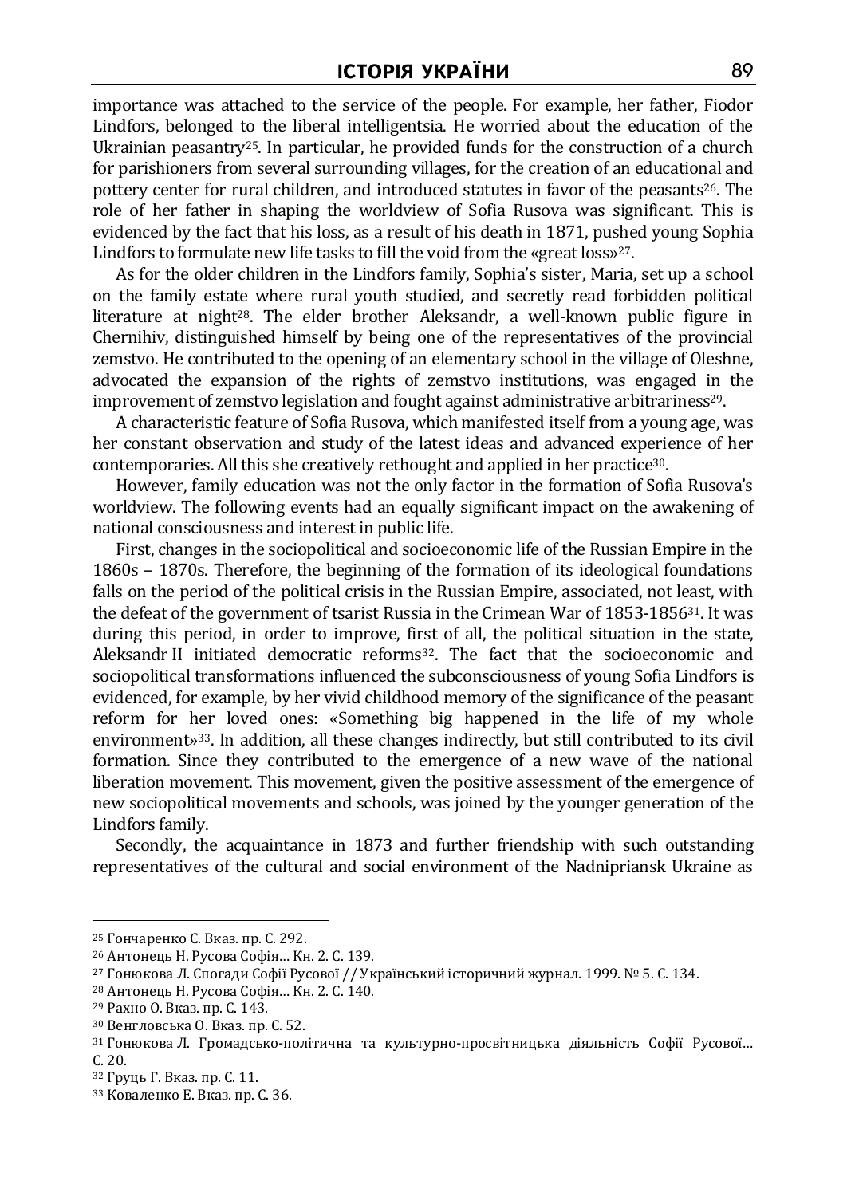importance was attached to the service of the people. For example, her father, Fiodor Lindfors, belonged to the liberal intelligentsia. He worried about the education of the Ukrainian peasantry[25]. In particular, he provided funds for the construction of a church for parishioners from several surrounding villages, for the creation of an educational and pottery center for rural children, and introduced statutes in favor of the peasants[26]. The role of her father in shaping the worldview of Sofia Rusova was significant. This is evidenced by the fact that his loss, as a result of his death in 1871, pushed young Sophia Lindfors to formulate new life tasks to fill the void from the «great loss»[27].

As for the older children in the Lindfors family, Sophia's sister, Maria, set up a school on the family estate where rural youth studied, and secretly read forbidden political literature at night[28]. The elder brother Aleksandr, a well-known public figure in Chernihiv, distinguished himself by being one of the representatives of the provincial zemstvo. He contributed to the opening of an elementary school in the village of Oleshne, advocated the expansion of the rights of zemstvo institutions, was engaged in the improvement of zemstvo legislation and fought against administrative arbitrariness[29].

A characteristic feature of Sofia Rusova, which manifested itself from a young age, was her constant observation and study of the latest ideas and advanced experience of her contemporaries. All this she creatively rethought and applied in her practice[30].

However, family education was not the only factor in the formation of Sofia Rusova's worldview. The following events had an equally significant impact on the awakening of national consciousness and interest in public life.

First, changes in the sociopolitical and socioeconomic life of the Russian Empire in the 1860s – 1870s. Therefore, the beginning of the formation of its ideological foundations falls on the period of the political crisis in the Russian Empire, associated, not least, with the defeat of the government of tsarist Russia in the Crimean War of 1853-1856[31]. It was during this period, in order to improve, first of all, the political situation in the state, Aleksandr II initiated democratic reforms[32]. The fact that the socioeconomic and sociopolitical transformations influenced the subconsciousness of young Sofia Lindfors is evidenced, for example, by her vivid childhood memory of the significance of the peasant reform for her loved ones: «Something big happened in the life of my whole environment»[33]. In addition, all these changes indirectly, but still contributed to its civil formation. Since they contributed to the emergence of a new wave of the national liberation movement. This movement, given the positive assessment of the emergence of new sociopolitical movements and schools, was joined by the younger generation of the Lindfors family.

Secondly, the acquaintance in 1873 and further friendship with such outstanding representatives of the cultural and social environment of the Nadnipriansk Ukraine as

---

[25] Гончаренко С. Вказ. пр. С. 292.

[26] Антонець Н. Русова Софія… Кн. 2. С. 139.

[27] Гонюкова Л. Спогади Софії Русової // Український історичний журнал. 1999. № 5. С. 134.

[28] Антонець Н. Русова Софія… Кн. 2. С. 140.

[29] Рахно О. Вказ. пр. С. 143.

[30] Венгловська О. Вказ. пр. С. 52.

[31] Гонюкова Л. Громадсько-політична та культурно-просвітницька діяльність Софії Русової… С. 20.

[32] Груць Г. Вказ. пр. С. 11.

[33] Коваленко Е. Вказ. пр. С. 36.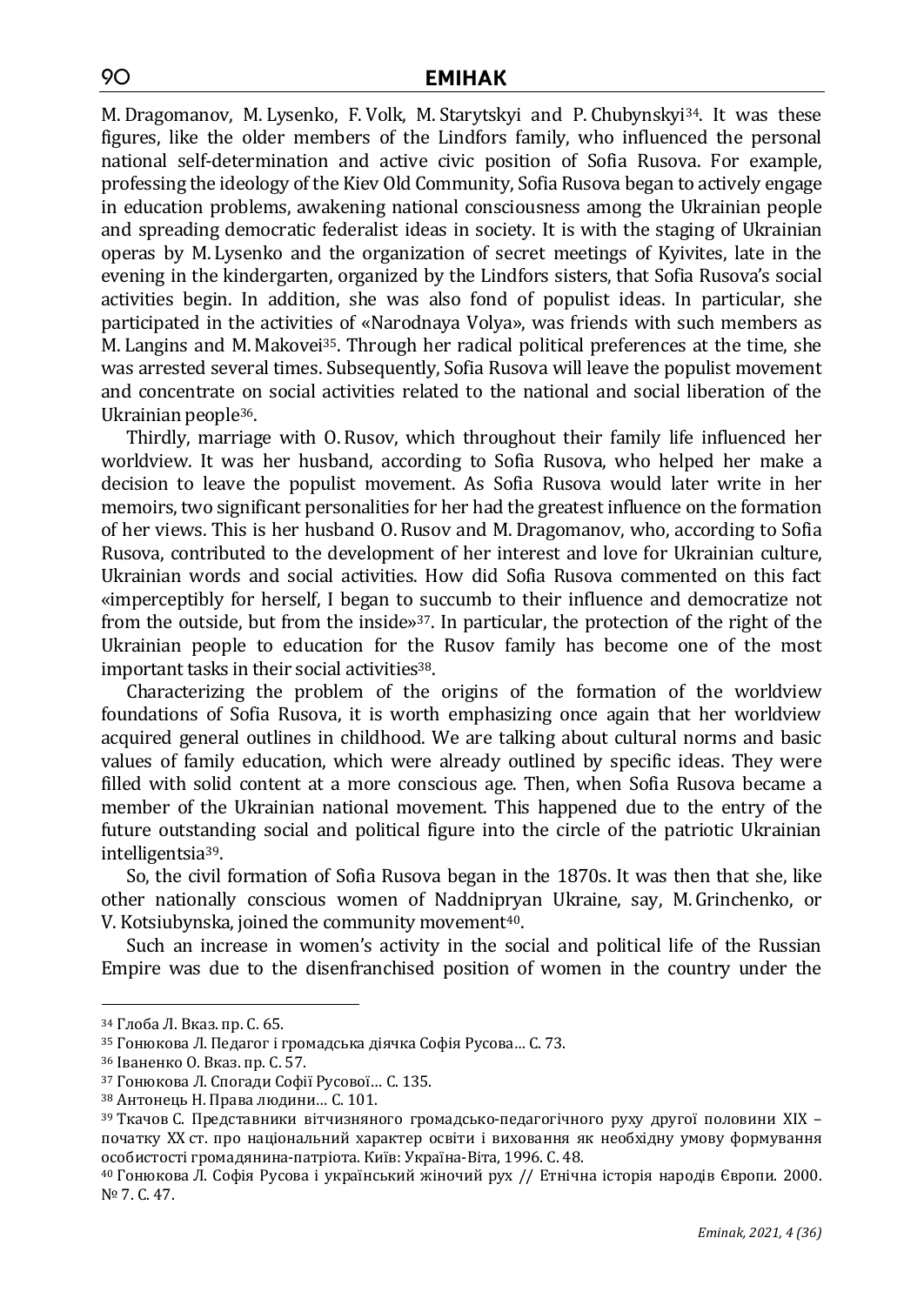M. Dragomanov, M. Lysenko, F. Volk, M. Starytskyi and P. Chubynskyi[34]. It was these figures, like the older members of the Lindfors family, who influenced the personal national self-determination and active civic position of Sofia Rusova. For example, professing the ideology of the Kiev Old Community, Sofia Rusova began to actively engage in education problems, awakening national consciousness among the Ukrainian people and spreading democratic federalist ideas in society. It is with the staging of Ukrainian operas by M. Lysenko and the organization of secret meetings of Kyivites, late in the evening in the kindergarten, organized by the Lindfors sisters, that Sofia Rusova's social activities begin. In addition, she was also fond of populist ideas. In particular, she participated in the activities of «Narodnaya Volya», was friends with such members as M. Langins and M. Makovei[35]. Through her radical political preferences at the time, she was arrested several times. Subsequently, Sofia Rusova will leave the populist movement and concentrate on social activities related to the national and social liberation of the Ukrainian people[36].

Thirdly, marriage with O. Rusov, which throughout their family life influenced her worldview. It was her husband, according to Sofia Rusova, who helped her make a decision to leave the populist movement. As Sofia Rusova would later write in her memoirs, two significant personalities for her had the greatest influence on the formation of her views. This is her husband O. Rusov and M. Dragomanov, who, according to Sofia Rusova, contributed to the development of her interest and love for Ukrainian culture, Ukrainian words and social activities. How did Sofia Rusova commented on this fact «imperceptibly for herself, I began to succumb to their influence and democratize not from the outside, but from the inside»[37]. In particular, the protection of the right of the Ukrainian people to education for the Rusov family has become one of the most important tasks in their social activities[38].

Characterizing the problem of the origins of the formation of the worldview foundations of Sofia Rusova, it is worth emphasizing once again that her worldview acquired general outlines in childhood. We are talking about cultural norms and basic values of family education, which were already outlined by specific ideas. They were filled with solid content at a more conscious age. Then, when Sofia Rusova became a member of the Ukrainian national movement. This happened due to the entry of the future outstanding social and political figure into the circle of the patriotic Ukrainian intelligentsia[39].

So, the civil formation of Sofia Rusova began in the 1870s. It was then that she, like other nationally conscious women of Naddnipryan Ukraine, say, M. Grinchenko, or V. Kotsiubynska, joined the community movement[40].

Such an increase in women's activity in the social and political life of the Russian Empire was due to the disenfranchised position of women in the country under the

---

[34] Глоба Л. Вказ. пр. С. 65.

[35] Гонюкова Л. Педагог і громадська діячка Софія Русова… С. 73.

[36] Іваненко О. Вказ. пр. С. 57.

[37] Гонюкова Л. Спогади Софії Русової… С. 135.

[38] Антонець Н. Права людини… С. 101.

[39] Ткачов С. Представники вітчизняного громадсько-педагогічного руху другої половини XIX – початку XX ст. про національний характер освіти і виховання як необхідну умову формування особистості громадянина-патріота. Київ: Україна-Віта, 1996. С. 48.

[40] Гонюкова Л. Софія Русова і український жіночий рух // Етнічна історія народів Європи. 2000. № 7. С. 47.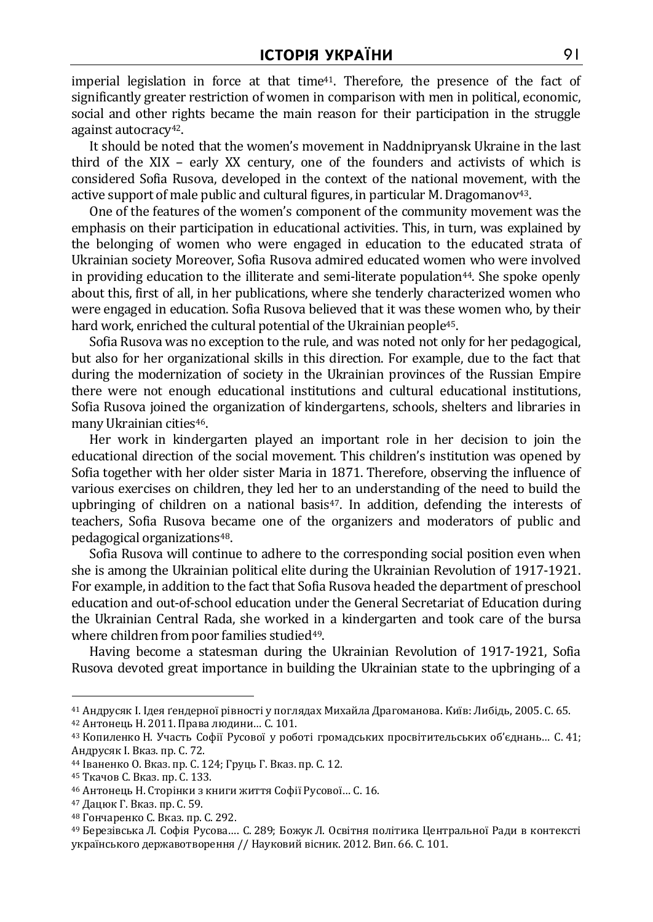imperial legislation in force at that time[41]. Therefore, the presence of the fact of significantly greater restriction of women in comparison with men in political, economic, social and other rights became the main reason for their participation in the struggle against autocracy[42].

It should be noted that the women's movement in Naddnipryansk Ukraine in the last third of the XIX – early XX century, one of the founders and activists of which is considered Sofia Rusova, developed in the context of the national movement, with the active support of male public and cultural figures, in particular M. Dragomanov[43].

One of the features of the women's component of the community movement was the emphasis on their participation in educational activities. This, in turn, was explained by the belonging of women who were engaged in education to the educated strata of Ukrainian society Moreover, Sofia Rusova admired educated women who were involved in providing education to the illiterate and semi-literate population[44]. She spoke openly about this, first of all, in her publications, where she tenderly characterized women who were engaged in education. Sofia Rusova believed that it was these women who, by their hard work, enriched the cultural potential of the Ukrainian people[45].

Sofia Rusova was no exception to the rule, and was noted not only for her pedagogical, but also for her organizational skills in this direction. For example, due to the fact that during the modernization of society in the Ukrainian provinces of the Russian Empire there were not enough educational institutions and cultural educational institutions, Sofia Rusova joined the organization of kindergartens, schools, shelters and libraries in many Ukrainian cities[46].

Her work in kindergarten played an important role in her decision to join the educational direction of the social movement. This children's institution was opened by Sofia together with her older sister Maria in 1871. Therefore, observing the influence of various exercises on children, they led her to an understanding of the need to build the upbringing of children on a national basis[47]. In addition, defending the interests of teachers, Sofia Rusova became one of the organizers and moderators of public and pedagogical organizations[48].

Sofia Rusova will continue to adhere to the corresponding social position even when she is among the Ukrainian political elite during the Ukrainian Revolution of 1917-1921. For example, in addition to the fact that Sofia Rusova headed the department of preschool education and out-of-school education under the General Secretariat of Education during the Ukrainian Central Rada, she worked in a kindergarten and took care of the bursa where children from poor families studied[49].

Having become a statesman during the Ukrainian Revolution of 1917-1921, Sofia Rusova devoted great importance in building the Ukrainian state to the upbringing of a

---

[41] Андрусяк І. Ідея ґендерної рівності у поглядах Михайла Драгоманова. Київ: Либідь, 2005. С. 65.

[42] Антонець Н. 2011. Права людини… С. 101.

[43] Копиленко Н. Участь Софії Русової у роботі громадських просвітительських об'єднань… С. 41; Андрусяк І. Вказ. пр. С. 72.

[44] Іваненко О. Вказ. пр. С. 124; Груць Г. Вказ. пр. С. 12.

[45] Ткачов С. Вказ. пр. С. 133.

[46] Антонець Н. Сторінки з книги життя Софії Русової… С. 16.

[47] Дацюк Г. Вказ. пр. С. 59.

[48] Гончаренко С. Вказ. пр. С. 292.

[49] Березівська Л. Софія Русова…. С. 289; Божук Л. Освітня політика Центральної Ради в контексті українського державотворення // Науковий вісник. 2012. Вип. 66. С. 101.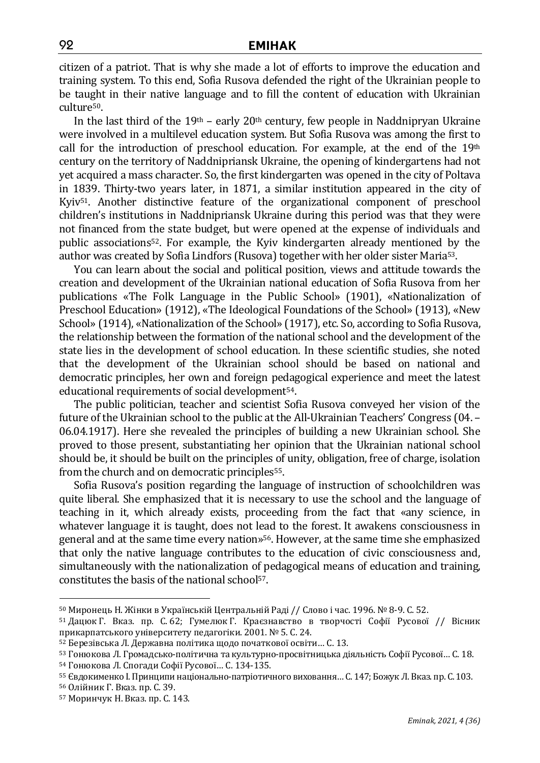citizen of a patriot. That is why she made a lot of efforts to improve the education and training system. To this end, Sofia Rusova defended the right of the Ukrainian people to be taught in their native language and to fill the content of education with Ukrainian culture[50].

In the last third of the 19th – early 20th century, few people in Naddnipryan Ukraine were involved in a multilevel education system. But Sofia Rusova was among the first to call for the introduction of preschool education. For example, at the end of the 19th century on the territory of Naddnipriansk Ukraine, the opening of kindergartens had not yet acquired a mass character. So, the first kindergarten was opened in the city of Poltava in 1839. Thirty-two years later, in 1871, a similar institution appeared in the city of Kyiv[51]. Another distinctive feature of the organizational component of preschool children's institutions in Naddnipriansk Ukraine during this period was that they were not financed from the state budget, but were opened at the expense of individuals and public associations[52]. For example, the Kyiv kindergarten already mentioned by the author was created by Sofia Lindfors (Rusova) together with her older sister Maria[53].

You can learn about the social and political position, views and attitude towards the creation and development of the Ukrainian national education of Sofia Rusova from her publications «The Folk Language in the Public School» (1901), «Nationalization of Preschool Education» (1912), «The Ideological Foundations of the School» (1913), «New School» (1914), «Nationalization of the School» (1917), etc. So, according to Sofia Rusova, the relationship between the formation of the national school and the development of the state lies in the development of school education. In these scientific studies, she noted that the development of the Ukrainian school should be based on national and democratic principles, her own and foreign pedagogical experience and meet the latest educational requirements of social development[54].

The public politician, teacher and scientist Sofia Rusova conveyed her vision of the future of the Ukrainian school to the public at the All-Ukrainian Teachers' Congress (04. – 06.04.1917). Here she revealed the principles of building a new Ukrainian school. She proved to those present, substantiating her opinion that the Ukrainian national school should be, it should be built on the principles of unity, obligation, free of charge, isolation from the church and on democratic principles[55].

Sofia Rusova's position regarding the language of instruction of schoolchildren was quite liberal. She emphasized that it is necessary to use the school and the language of teaching in it, which already exists, proceeding from the fact that «any science, in whatever language it is taught, does not lead to the forest. It awakens consciousness in general and at the same time every nation»[56]. However, at the same time she emphasized that only the native language contributes to the education of civic consciousness and, simultaneously with the nationalization of pedagogical means of education and training, constitutes the basis of the national school[57].

---

[50] Миронець Н. Жінки в Українській Центральній Раді // Слово і час. 1996. № 8-9. С. 52.

[51] Дацюк Г. Вказ. пр. С. 62; Гумелюк Г. Краєзнавство в творчості Софії Русової // Вісник прикарпатського університету педагогіки. 2001. № 5. С. 24.

[52] Березівська Л. Державна політика щодо початкової освіти… С. 13.

[53] Гонюкова Л. Громадсько-політична та культурно-просвітницька діяльність Софії Русової… С. 18.

[54] Гонюкова Л. Спогади Софії Русової… С. 134-135.

[55] Євдокименко І. Принципи національно-патріотичного виховання… С. 147; Божук Л. Вказ. пр. С. 103.

[56] Олійник Г. Вказ. пр. С. 39.

[57] Моринчук Н. Вказ. пр. С. 143.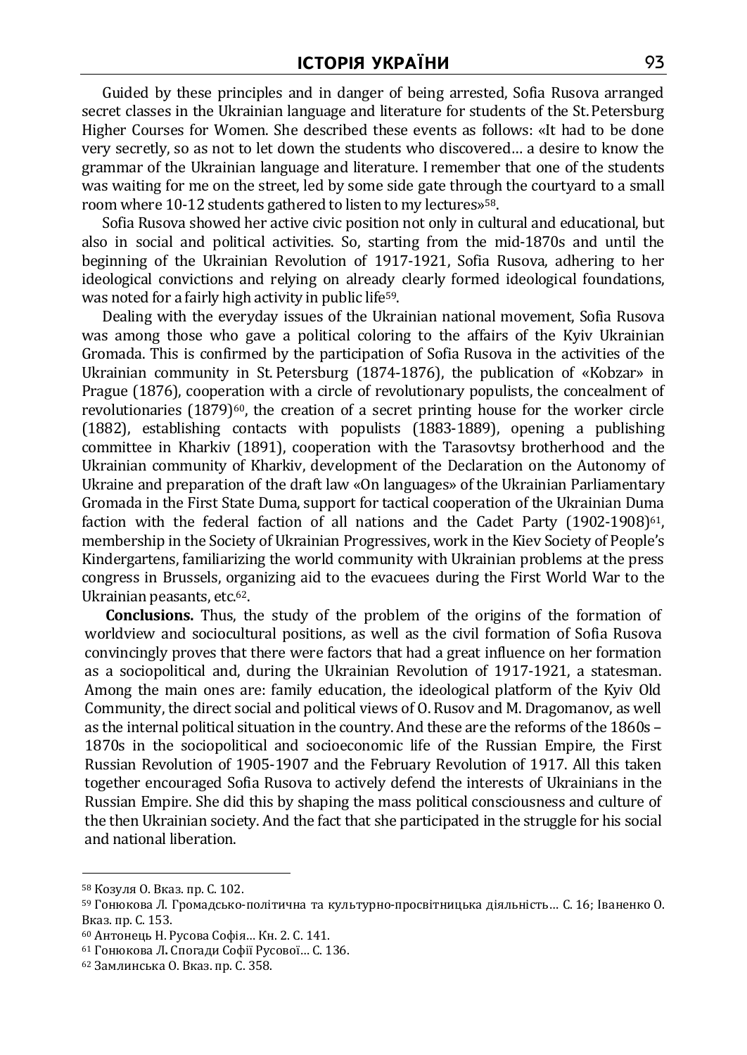Guided by these principles and in danger of being arrested, Sofia Rusova arranged secret classes in the Ukrainian language and literature for students of the St. Petersburg Higher Courses for Women. She described these events as follows: «It had to be done very secretly, so as not to let down the students who discovered… a desire to know the grammar of the Ukrainian language and literature. I remember that one of the students was waiting for me on the street, led by some side gate through the courtyard to a small room where 10-12 students gathered to listen to my lectures»[58].

Sofia Rusova showed her active civic position not only in cultural and educational, but also in social and political activities. So, starting from the mid-1870s and until the beginning of the Ukrainian Revolution of 1917-1921, Sofia Rusova, adhering to her ideological convictions and relying on already clearly formed ideological foundations, was noted for a fairly high activity in public life[59].

Dealing with the everyday issues of the Ukrainian national movement, Sofia Rusova was among those who gave a political coloring to the affairs of the Kyiv Ukrainian Gromada. This is confirmed by the participation of Sofia Rusova in the activities of the Ukrainian community in St. Petersburg (1874-1876), the publication of «Kobzar» in Prague (1876), cooperation with a circle of revolutionary populists, the concealment of revolutionaries (1879)[60], the creation of a secret printing house for the worker circle (1882), establishing contacts with populists (1883-1889), opening a publishing committee in Kharkiv (1891), cooperation with the Tarasovtsy brotherhood and the Ukrainian community of Kharkiv, development of the Declaration on the Autonomy of Ukraine and preparation of the draft law «On languages» of the Ukrainian Parliamentary Gromada in the First State Duma, support for tactical cooperation of the Ukrainian Duma faction with the federal faction of all nations and the Cadet Party (1902-1908)[61], membership in the Society of Ukrainian Progressives, work in the Kiev Society of People's Kindergartens, familiarizing the world community with Ukrainian problems at the press congress in Brussels, organizing aid to the evacuees during the First World War to the Ukrainian peasants, etc.[62].

**Conclusions.** Thus, the study of the problem of the origins of the formation of worldview and sociocultural positions, as well as the civil formation of Sofia Rusova convincingly proves that there were factors that had a great influence on her formation as a sociopolitical and, during the Ukrainian Revolution of 1917-1921, a statesman. Among the main ones are: family education, the ideological platform of the Kyiv Old Community, the direct social and political views of O. Rusov and M. Dragomanov, as well as the internal political situation in the country. And these are the reforms of the 1860s – 1870s in the sociopolitical and socioeconomic life of the Russian Empire, the First Russian Revolution of 1905-1907 and the February Revolution of 1917. All this taken together encouraged Sofia Rusova to actively defend the interests of Ukrainians in the Russian Empire. She did this by shaping the mass political consciousness and culture of the then Ukrainian society. And the fact that she participated in the struggle for his social and national liberation.

---

[58] Козуля О. Вказ. пр. С. 102.

[59] Гонюкова Л. Громадсько-політична та культурно-просвітницька діяльність… С. 16; Іваненко О. Вказ. пр. С. 153.

[60] Антонець Н. Русова Софія… Кн. 2. С. 141.

[61] Гонюкова Л. Спогади Софії Русової… С. 136.

[62] Замлинська О. Вказ. пр. С. 358.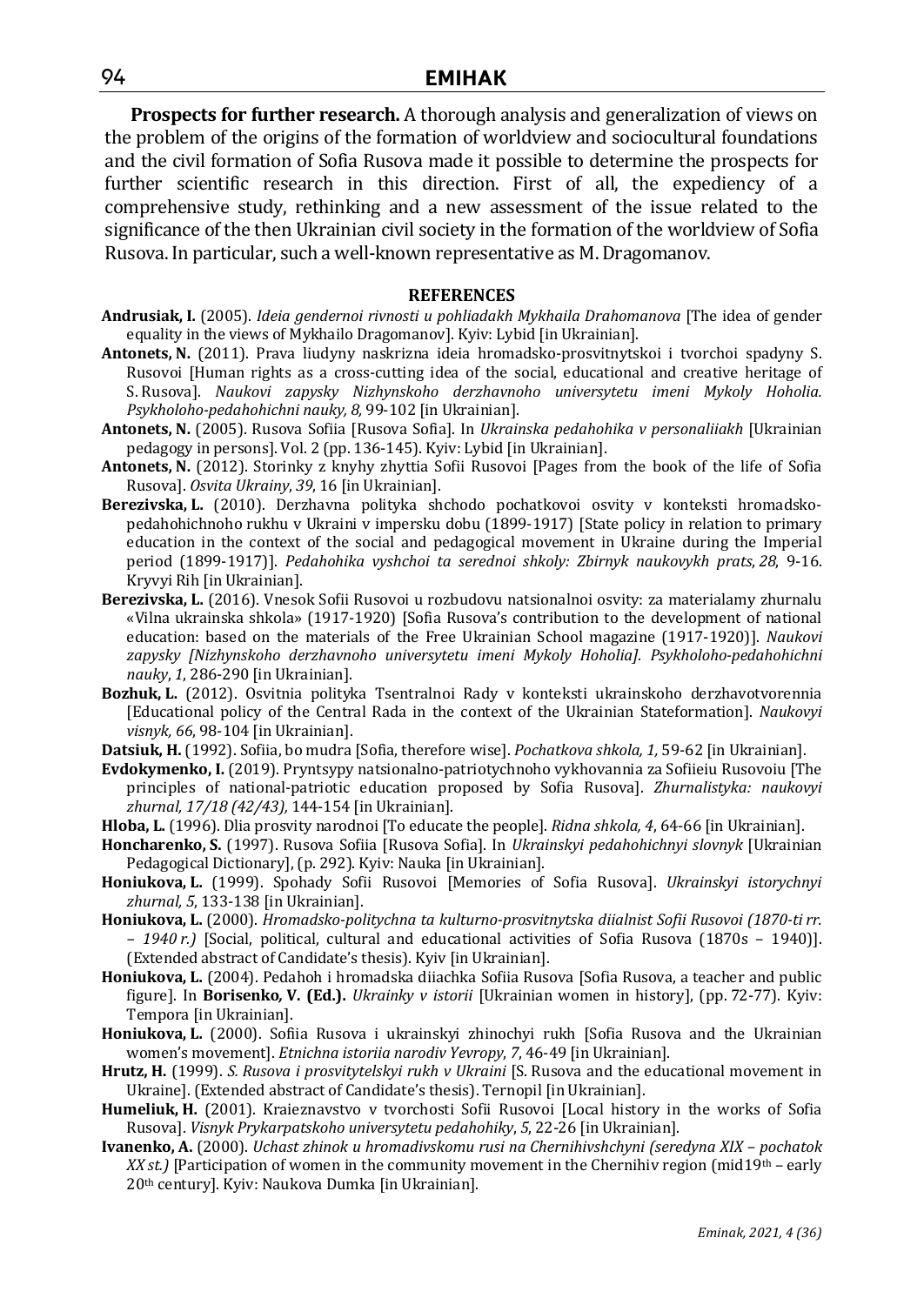**Prospects for further research.** A thorough analysis and generalization of views on the problem of the origins of the formation of worldview and sociocultural foundations and the civil formation of Sofia Rusova made it possible to determine the prospects for further scientific research in this direction. First of all, the expediency of a comprehensive study, rethinking and a new assessment of the issue related to the significance of the then Ukrainian civil society in the formation of the worldview of Sofia Rusova. In particular, such a well-known representative as M. Dragomanov.

## REFERENCES

**Andrusiak, I.** (2005). *Ideia gendernoi rivnosti u pohliadakh Mykhaila Drahomanova* [The idea of gender equality in the views of Mykhailo Dragomanov]. Kyiv: Lybid [in Ukrainian].

**Antonets, N.** (2011). Prava liudyny naskrizna ideia hromadsko-prosvitnytskoi i tvorchoi spadyny S. Rusovoi [Human rights as a cross-cutting idea of the social, educational and creative heritage of S. Rusova]. *Naukovi zapysky Nizhynskoho derzhavnoho universytetu imeni Mykoly Hoholia. Psykholoho-pedahohichni nauky, 8,* 99-102 [in Ukrainian].

**Antonets, N.** (2005). Rusova Sofiia [Rusova Sofia]. In *Ukrainska pedahohika v personaliiakh* [Ukrainian pedagogy in persons]. Vol. 2 (pp. 136-145). Kyiv: Lybid [in Ukrainian].

**Antonets, N.** (2012). Storinky z knyhy zhyttia Sofii Rusovoi [Pages from the book of the life of Sofia Rusova]. *Osvita Ukrainy*, *39*, 16 [in Ukrainian].

**Berezivska, L.** (2010). Derzhavna polityka shchodo pochatkovoi osvity v konteksti hromadsko-pedahohichnoho rukhu v Ukraini v impersku dobu (1899-1917) [State policy in relation to primary education in the context of the social and pedagogical movement in Ukraine during the Imperial period (1899-1917)]. *Pedahohika vyshchoi ta serednoi shkoly: Zbirnyk naukovykh prats*, *28*, 9-16. Kryvyi Rih [in Ukrainian].

**Berezivska, L.** (2016). Vnesok Sofii Rusovoi u rozbudovu natsionalnoi osvity: za materialamy zhurnalu «Vilna ukrainska shkola» (1917-1920) [Sofia Rusova's contribution to the development of national education: based on the materials of the Free Ukrainian School magazine (1917-1920)]. *Naukovi zapysky [Nizhynskoho derzhavnoho universytetu imeni Mykoly Hoholia]. Psykholoho-pedahohichni nauky*, *1*, 286-290 [in Ukrainian].

**Bozhuk, L.** (2012). Osvitnia polityka Tsentralnoi Rady v konteksti ukrainskoho derzhavotvorennia [Educational policy of the Central Rada in the context of the Ukrainian Stateformation]. *Naukovyi visnyk, 66*, 98-104 [in Ukrainian].

**Datsiuk, H.** (1992). Sofiia, bo mudra [Sofia, therefore wise]. *Pochatkova shkola, 1,* 59-62 [in Ukrainian].

**Evdokymenko, I.** (2019). Pryntsypy natsionalno-patriotychnoho vykhovannia za Sofiieiu Rusovoiu [The principles of national-patriotic education proposed by Sofia Rusova]. *Zhurnalistyka: naukovyi zhurnal, 17/18 (42/43),* 144-154 [in Ukrainian].

**Hloba, L.** (1996). Dlia prosvity narodnoi [To educate the people]. *Ridna shkola, 4*, 64-66 [in Ukrainian].

**Honcharenko, S.** (1997). Rusova Sofiia [Rusova Sofia]. In *Ukrainskyi pedahohichnyi slovnyk* [Ukrainian Pedagogical Dictionary], (p. 292). Kyiv: Nauka [in Ukrainian].

**Honiukova, L.** (1999). Spohady Sofii Rusovoi [Memories of Sofia Rusova]. *Ukrainskyi istorychnyi zhurnal, 5*, 133-138 [in Ukrainian].

**Honiukova, L.** (2000). *Hromadsko-politychna ta kulturno-prosvitnytska diialnist Sofii Rusovoi (1870-ti rr. – 1940 r.)* [Social, political, cultural and educational activities of Sofia Rusova (1870s – 1940)]. (Extended abstract of Candidate's thesis). Kyiv [in Ukrainian].

**Honiukova, L.** (2004). Pedahoh i hromadska diiachka Sofiia Rusova [Sofia Rusova, a teacher and public figure]. In **Borisenko, V. (Ed.).** *Ukrainky v istorii* [Ukrainian women in history], (pp. 72-77). Kyiv: Tempora [in Ukrainian].

**Honiukova, L.** (2000). Sofiia Rusova i ukrainskyi zhinochyi rukh [Sofia Rusova and the Ukrainian women's movement]. *Etnichna istoriia narodiv Yevropy*, *7*, 46-49 [in Ukrainian].

**Hrutz, H.** (1999). *S. Rusova i prosvitytelskyi rukh v Ukraini* [S. Rusova and the educational movement in Ukraine]. (Extended abstract of Candidate's thesis). Ternopil [in Ukrainian].

**Humeliuk, H.** (2001). Kraieznavstvo v tvorchosti Sofii Rusovoi [Local history in the works of Sofia Rusova]. *Visnyk Prykarpatskoho universytetu pedahohiky*, *5*, 22-26 [in Ukrainian].

**Ivanenko, A.** (2000). *Uchast zhinok u hromadivskomu rusi na Chernihivshchyni (seredyna XIX – pochatok XX st.)* [Participation of women in the community movement in the Chernihiv region (mid19th – early 20th century]. Kyiv: Naukova Dumka [in Ukrainian].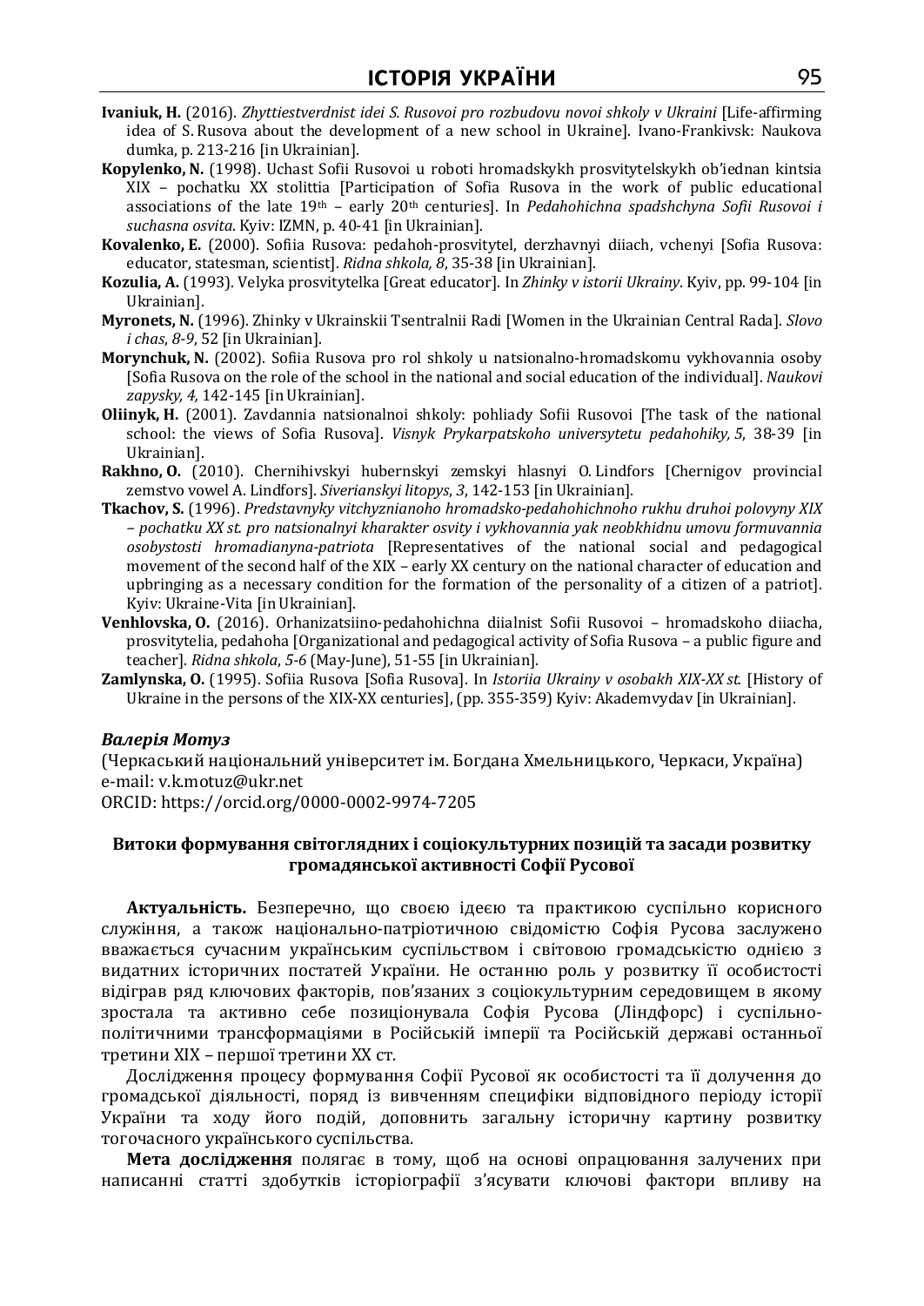**Ivaniuk, H.** (2016). *Zhyttiestverdnist idei S. Rusovoi pro rozbudovu novoi shkoly v Ukraini* [Life-affirming idea of S. Rusova about the development of a new school in Ukraine]. Ivano-Frankivsk: Naukova dumka, p. 213-216 [in Ukrainian].

**Kopylenko, N.** (1998). Uchast Sofii Rusovoi u roboti hromadskykh prosvytytelskykh ob'iednan kintsia XIX – pochatku XX stolittia [Participation of Sofia Rusova in the work of public educational associations of the late 19th – early 20th centuries]. In *Pedahohichna spadshchyna Sofii Rusovoi i suchasna osvita*. Kyiv: IZMN, p. 40-41 [in Ukrainian].

**Kovalenko, E.** (2000). Sofiia Rusova: pedahoh-prosvytytel, derzhavnyi diiach, vchenyi [Sofia Rusova: educator, statesman, scientist]. *Ridna shkola, 8*, 35-38 [in Ukrainian].

**Kozulia, A.** (1993). Velyka prosvytytelka [Great educator]. In *Zhinky v istorii Ukrainy*. Kyiv, pp. 99-104 [in Ukrainian].

**Myronets, N.** (1996). Zhinky v Ukrainskii Tsentralnii Radi [Women in the Ukrainian Central Rada]. *Slovo i chas*, *8-9*, 52 [in Ukrainian].

**Morynchuk, N.** (2002). Sofiia Rusova pro rol shkoly u natsionalno-hromadskomu vykhovannia osoby [Sofia Rusova on the role of the school in the national and social education of the individual]. *Naukovi zapysky, 4,* 142-145 [in Ukrainian].

**Oliinyk, H.** (2001). Zavdannia natsionalnoi shkoly: pohliady Sofii Rusovoi [The task of the national school: the views of Sofia Rusova]. *Visnyk Prykarpatskoho universytetu pedahohiky, 5*, 38-39 [in Ukrainian].

**Rakhno, O.** (2010). Chernihivskyi hubernskyi zemskyi hlasnyi O. Lindfors [Chernigov provincial zemstvo vowel A. Lindfors]. *Siverianskyi litopys*, *3*, 142-153 [in Ukrainian].

**Tkachov, S.** (1996). *Predstavnyky vitchyznianoho hromadsko-pedahohichnoho rukhu druhoi polovyny XIX – pochatku XX st. pro natsionalnyi kharakter osvity i vykhovannia yak neobkhidnu umovu formuvannia osobystosti hromadianyna-patriota* [Representatives of the national social and pedagogical movement of the second half of the XIX – early XX century on the national character of education and upbringing as a necessary condition for the formation of the personality of a citizen of a patriot]. Kyiv: Ukraine-Vita [in Ukrainian].

**Venhlovska, O.** (2016). Orhanizatsiino-pedahohichna diialnist Sofii Rusovoi – hromadskoho diiacha, prosvytytelia, pedahoha [Organizational and pedagogical activity of Sofia Rusova – a public figure and teacher]. *Ridna shkola*, *5-6* (May-June), 51-55 [in Ukrainian].

**Zamlynska, O.** (1995). Sofiia Rusova [Sofia Rusova]. In *Istoriia Ukrainy v osobakh XIX-XX st.* [History of Ukraine in the persons of the XIX-XX centuries], (pp. 355-359) Kyiv: Akademvydav [in Ukrainian].

***Валерія Мотуз***

(Черкаський національний університет ім. Богдана Хмельницького, Черкаси, Україна)
e-mail: v.k.motuz@ukr.net
ORCID: https://orcid.org/0000-0002-9974-7205

## Витоки формування світоглядних і соціокультурних позицій та засади розвитку громадянської активності Софії Русової

**Актуальність.** Безперечно, що своєю ідеєю та практикою суспільно корисного служіння, а також національно-патріотичною свідомістю Софія Русова заслужено вважається сучасним українським суспільством і світовою громадськістю однією з видатних історичних постатей України. Не останню роль у розвитку її особистості відіграв ряд ключових факторів, пов'язаних з соціокультурним середовищем в якому зростала та активно себе позиціонувала Софія Русова (Ліндфорс) і суспільно-політичними трансформаціями в Російській імперії та Російській державі останньої третини XIX – першої третини XX ст.

Дослідження процесу формування Софії Русової як особистості та її долучення до громадської діяльності, поряд із вивченням специфіки відповідного періоду історії України та ходу його подій, доповнить загальну історичну картину розвитку тогочасного українського суспільства.

**Мета дослідження** полягає в тому, щоб на основі опрацювання залучених при написанні статті здобутків історіографії з'ясувати ключові фактори впливу на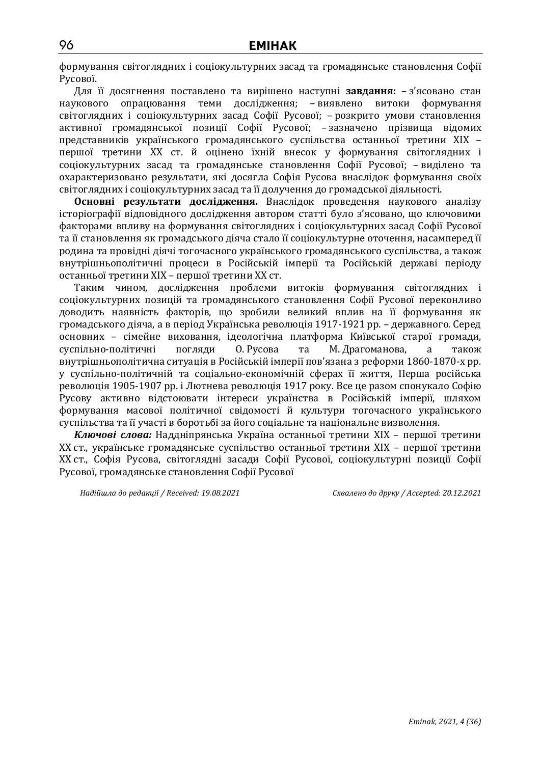формування світоглядних і соціокультурних засад та громадянське становлення Софії Русової.

Для її досягнення поставлено та вирішено наступні **завдання:** – з’ясовано стан наукового опрацювання теми дослідження; – виявлено витоки формування світоглядних і соціокультурних засад Софії Русової; – розкрито умови становлення активної громадянської позиції Софії Русової; – зазначено прізвища відомих представників українського громадянського суспільства останньої третини XIX – першої третини XX ст. й оцінено їхній внесок у формування світоглядних і соціокультурних засад та громадянське становлення Софії Русової; – виділено та охарактеризовано результати, які досягла Софія Русова внаслідок формування своїх світоглядних і соціокультурних засад та її долучення до громадської діяльності.

**Основні результати дослідження.** Внаслідок проведення наукового аналізу історіографії відповідного дослідження автором статті було з’ясовано, що ключовими факторами впливу на формування світоглядних і соціокультурних засад Софії Русової та її становлення як громадського діяча стало її соціокультурне оточення, насамперед її родина та провідні діячі тогочасного українського громадянського суспільства, а також внутрішньополітичні процеси в Російській імперії та Російській державі періоду останньої третини XIX – першої третини XX ст.

Таким чином, дослідження проблеми витоків формування світоглядних і соціокультурних позицій та громадянського становлення Софії Русової переконливо доводить наявність факторів, що зробили великий вплив на її формування як громадського діяча, а в період Українська революція 1917-1921 рр. – державного. Серед основних – сімейне виховання, ідеологічна платформа Київської старої громади, суспільно-політичні погляди О. Русова та М. Драгоманова, а також внутрішньополітична ситуація в Російській імперії пов’язана з реформи 1860-1870-х рр. у суспільно-політичній та соціально-економічній сферах її життя, Перша російська революція 1905-1907 рр. і Лютнева революція 1917 року. Все це разом спонукало Софію Русову активно відстоювати інтереси українства в Російській імперії, шляхом формування масової політичної свідомості й культури тогочасного українського суспільства та її участі в боротьбі за його соціальне та національне визволення.

***Ключові слова:*** Наддніпрянська Україна останньої третини XIX – першої третини XX ст., українське громадянське суспільство останньої третини XIX – першої третини XX ст., Софія Русова, світоглядні засади Софії Русової, соціокультурні позиції Софії Русової, громадянське становлення Софії Русової

*Надійшла до редакції / Received: 19.08.2021*

*Схвалено до друку / Accepted: 20.12.2021*